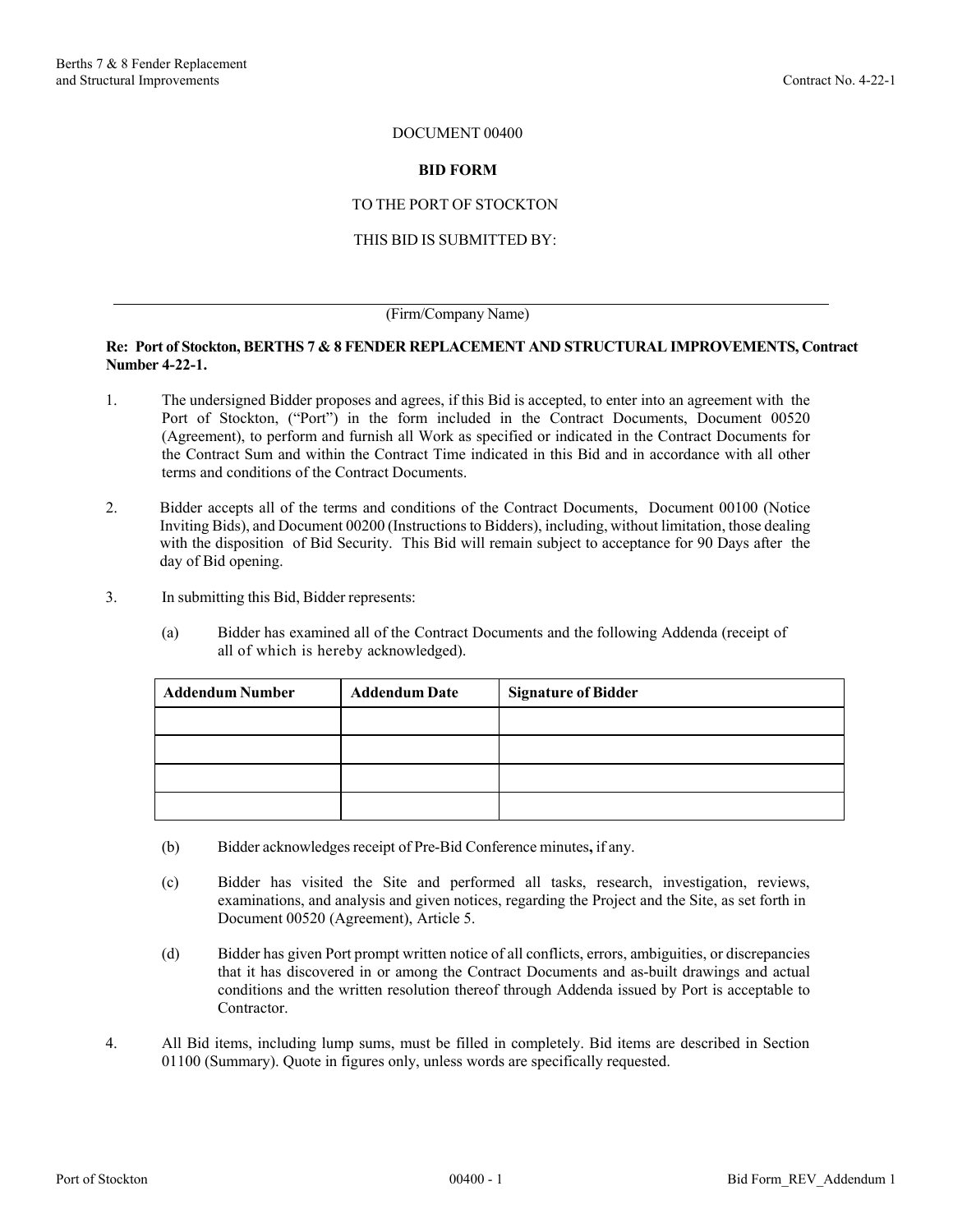# DOCUMENT 00400

## BID FORM

TO THE PORT OF STOCKTON

THIS BID IS SUBMITTED BY:

_______________________________________________

(Firm/Company Name)

**Re: Port of Stockton, BERTHS 7 & 8 FENDER REPLACEMENT AND STRUCTURAL IMPROVEMENTS, Contract Number 4-22-1.**

1. The undersigned Bidder proposes and agrees, if this Bid is accepted, to enter into an agreement with the Port of Stockton, ("Port") in the form included in the Contract Documents, Document 00520 (Agreement), to perform and furnish all Work as specified or indicated in the Contract Documents for the Contract Sum and within the Contract Time indicated in this Bid and in accordance with all other terms and conditions of the Contract Documents.

2. Bidder accepts all of the terms and conditions of the Contract Documents, Document 00100 (Notice Inviting Bids), and Document 00200 (Instructions to Bidders), including, without limitation, those dealing with the disposition of Bid Security. This Bid will remain subject to acceptance for 90 Days after the day of Bid opening.

3. In submitting this Bid, Bidder represents:

   (a) Bidder has examined all of the Contract Documents and the following Addenda (receipt of all of which is hereby acknowledged).

| Addendum Number | Addendum Date | Signature of Bidder |
| --- | --- | --- |
| | | |
| | | |
| | | |
| | | |

   (b) Bidder acknowledges receipt of Pre-Bid Conference minutes**,** if any.

   (c) Bidder has visited the Site and performed all tasks, research, investigation, reviews, examinations, and analysis and given notices, regarding the Project and the Site, as set forth in Document 00520 (Agreement), Article 5.

   (d) Bidder has given Port prompt written notice of all conflicts, errors, ambiguities, or discrepancies that it has discovered in or among the Contract Documents and as-built drawings and actual conditions and the written resolution thereof through Addenda issued by Port is acceptable to Contractor.

4. All Bid items, including lump sums, must be filled in completely. Bid items are described in Section 01100 (Summary). Quote in figures only, unless words are specifically requested.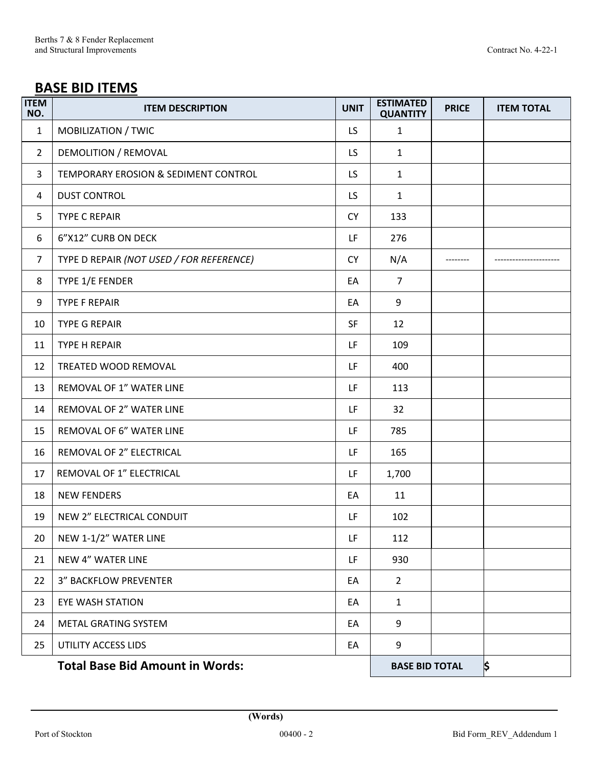## BASE BID ITEMS

| ITEM NO. | ITEM DESCRIPTION | UNIT | ESTIMATED QUANTITY | PRICE | ITEM TOTAL |
|---|---|---|---|---|---|
| 1 | MOBILIZATION / TWIC | LS | 1 | | |
| 2 | DEMOLITION / REMOVAL | LS | 1 | | |
| 3 | TEMPORARY EROSION & SEDIMENT CONTROL | LS | 1 | | |
| 4 | DUST CONTROL | LS | 1 | | |
| 5 | TYPE C REPAIR | CY | 133 | | |
| 6 | 6"X12" CURB ON DECK | LF | 276 | | |
| 7 | TYPE D REPAIR *(NOT USED / FOR REFERENCE)* | CY | N/A | -------- | ---------------------- |
| 8 | TYPE 1/E FENDER | EA | 7 | | |
| 9 | TYPE F REPAIR | EA | 9 | | |
| 10 | TYPE G REPAIR | SF | 12 | | |
| 11 | TYPE H REPAIR | LF | 109 | | |
| 12 | TREATED WOOD REMOVAL | LF | 400 | | |
| 13 | REMOVAL OF 1" WATER LINE | LF | 113 | | |
| 14 | REMOVAL OF 2" WATER LINE | LF | 32 | | |
| 15 | REMOVAL OF 6" WATER LINE | LF | 785 | | |
| 16 | REMOVAL OF 2" ELECTRICAL | LF | 165 | | |
| 17 | REMOVAL OF 1" ELECTRICAL | LF | 1,700 | | |
| 18 | NEW FENDERS | EA | 11 | | |
| 19 | NEW 2" ELECTRICAL CONDUIT | LF | 102 | | |
| 20 | NEW 1-1/2" WATER LINE | LF | 112 | | |
| 21 | NEW 4" WATER LINE | LF | 930 | | |
| 22 | 3" BACKFLOW PREVENTER | EA | 2 | | |
| 23 | EYE WASH STATION | EA | 1 | | |
| 24 | METAL GRATING SYSTEM | EA | 9 | | |
| 25 | UTILITY ACCESS LIDS | EA | 9 | | |
| | **Total Base Bid Amount in Words:** | | **BASE BID TOTAL** | | **$** |

**(Words)**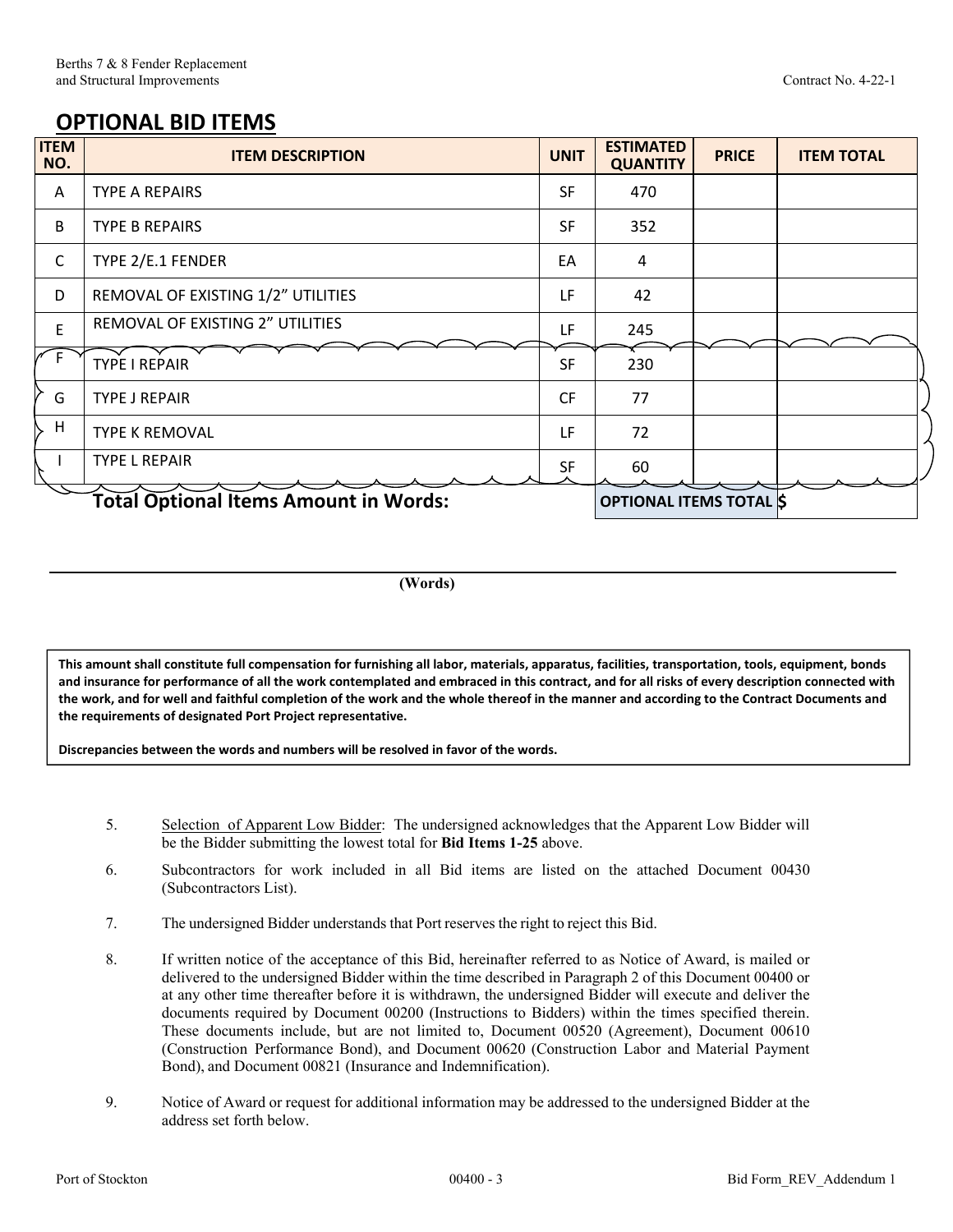## OPTIONAL BID ITEMS

| ITEM NO. | ITEM DESCRIPTION | UNIT | ESTIMATED QUANTITY | PRICE | ITEM TOTAL |
|---|---|---|---|---|---|
| A | TYPE A REPAIRS | SF | 470 | | |
| B | TYPE B REPAIRS | SF | 352 | | |
| C | TYPE 2/E.1 FENDER | EA | 4 | | |
| D | REMOVAL OF EXISTING 1/2" UTILITIES | LF | 42 | | |
| E | REMOVAL OF EXISTING 2" UTILITIES | LF | 245 | | |
| F | TYPE I REPAIR | SF | 230 | | |
| G | TYPE J REPAIR | CF | 77 | | |
| H | TYPE K REMOVAL | LF | 72 | | |
| I | TYPE L REPAIR | SF | 60 | | |
| | **Total Optional Items Amount in Words:** | | **OPTIONAL ITEMS TOTAL** | | $ |

______________________________________________________________________
(Words)

**This amount shall constitute full compensation for furnishing all labor, materials, apparatus, facilities, transportation, tools, equipment, bonds and insurance for performance of all the work contemplated and embraced in this contract, and for all risks of every description connected with the work, and for well and faithful completion of the work and the whole thereof in the manner and according to the Contract Documents and the requirements of designated Port Project representative.**

**Discrepancies between the words and numbers will be resolved in favor of the words.**

5. Selection of Apparent Low Bidder: The undersigned acknowledges that the Apparent Low Bidder will be the Bidder submitting the lowest total for **Bid Items 1-25** above.

6. Subcontractors for work included in all Bid items are listed on the attached Document 00430 (Subcontractors List).

7. The undersigned Bidder understands that Port reserves the right to reject this Bid.

8. If written notice of the acceptance of this Bid, hereinafter referred to as Notice of Award, is mailed or delivered to the undersigned Bidder within the time described in Paragraph 2 of this Document 00400 or at any other time thereafter before it is withdrawn, the undersigned Bidder will execute and deliver the documents required by Document 00200 (Instructions to Bidders) within the times specified therein. These documents include, but are not limited to, Document 00520 (Agreement), Document 00610 (Construction Performance Bond), and Document 00620 (Construction Labor and Material Payment Bond), and Document 00821 (Insurance and Indemnification).

9. Notice of Award or request for additional information may be addressed to the undersigned Bidder at the address set forth below.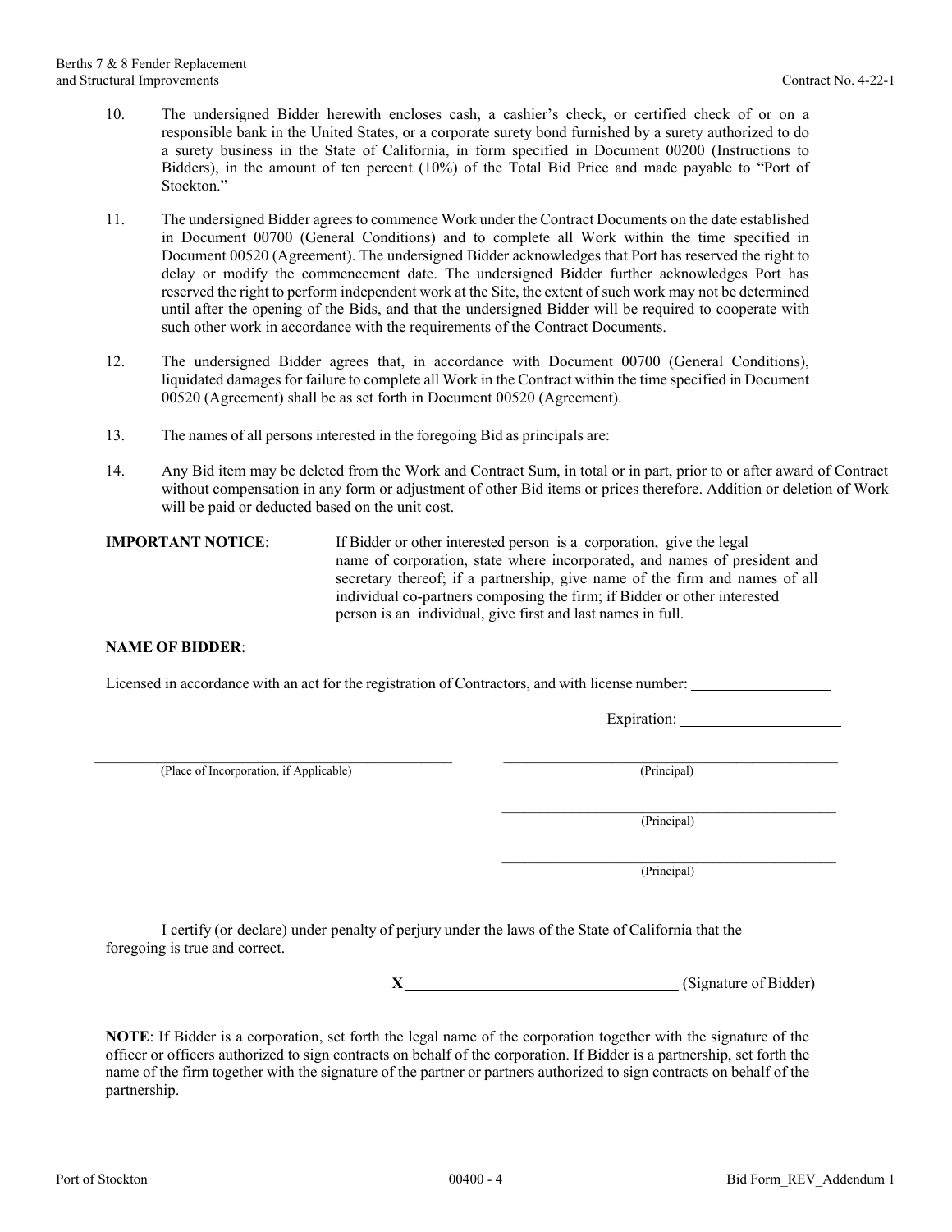10. The undersigned Bidder herewith encloses cash, a cashier's check, or certified check of or on a responsible bank in the United States, or a corporate surety bond furnished by a surety authorized to do a surety business in the State of California, in form specified in Document 00200 (Instructions to Bidders), in the amount of ten percent (10%) of the Total Bid Price and made payable to "Port of Stockton."

11. The undersigned Bidder agrees to commence Work under the Contract Documents on the date established in Document 00700 (General Conditions) and to complete all Work within the time specified in Document 00520 (Agreement). The undersigned Bidder acknowledges that Port has reserved the right to delay or modify the commencement date. The undersigned Bidder further acknowledges Port has reserved the right to perform independent work at the Site, the extent of such work may not be determined until after the opening of the Bids, and that the undersigned Bidder will be required to cooperate with such other work in accordance with the requirements of the Contract Documents.

12. The undersigned Bidder agrees that, in accordance with Document 00700 (General Conditions), liquidated damages for failure to complete all Work in the Contract within the time specified in Document 00520 (Agreement) shall be as set forth in Document 00520 (Agreement).

13. The names of all persons interested in the foregoing Bid as principals are:

14. Any Bid item may be deleted from the Work and Contract Sum, in total or in part, prior to or after award of Contract without compensation in any form or adjustment of other Bid items or prices therefore. Addition or deletion of Work will be paid or deducted based on the unit cost.

**IMPORTANT NOTICE**: If Bidder or other interested person is a corporation, give the legal name of corporation, state where incorporated, and names of president and secretary thereof; if a partnership, give name of the firm and names of all individual co-partners composing the firm; if Bidder or other interested person is an individual, give first and last names in full.

**NAME OF BIDDER**: ______________________________________________

Licensed in accordance with an act for the registration of Contractors, and with license number: ______________

Expiration: ______________

______________________________ (Place of Incorporation, if Applicable)

______________________________ (Principal)

______________________________ (Principal)

______________________________ (Principal)

I certify (or declare) under penalty of perjury under the laws of the State of California that the foregoing is true and correct.

**X**______________________________ (Signature of Bidder)

**NOTE**: If Bidder is a corporation, set forth the legal name of the corporation together with the signature of the officer or officers authorized to sign contracts on behalf of the corporation. If Bidder is a partnership, set forth the name of the firm together with the signature of the partner or partners authorized to sign contracts on behalf of the partnership.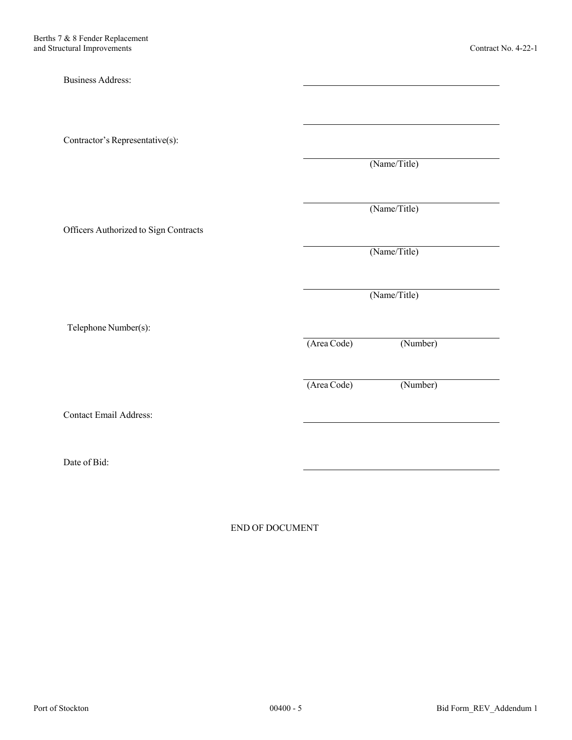Business Address: \_\_\_\_\_\_\_\_\_\_\_\_\_\_\_\_\_\_\_\_\_\_\_\_\_\_\_\_\_\_\_\_\_\_\_\_\_\_\_\_

\_\_\_\_\_\_\_\_\_\_\_\_\_\_\_\_\_\_\_\_\_\_\_\_\_\_\_\_\_\_\_\_\_\_\_\_\_\_\_\_

Contractor's Representative(s):

\_\_\_\_\_\_\_\_\_\_\_\_\_\_\_\_\_\_\_\_\_\_\_\_\_\_\_\_\_\_\_\_\_\_\_\_\_\_\_\_
(Name/Title)

\_\_\_\_\_\_\_\_\_\_\_\_\_\_\_\_\_\_\_\_\_\_\_\_\_\_\_\_\_\_\_\_\_\_\_\_\_\_\_\_
(Name/Title)

Officers Authorized to Sign Contracts

\_\_\_\_\_\_\_\_\_\_\_\_\_\_\_\_\_\_\_\_\_\_\_\_\_\_\_\_\_\_\_\_\_\_\_\_\_\_\_\_
(Name/Title)

\_\_\_\_\_\_\_\_\_\_\_\_\_\_\_\_\_\_\_\_\_\_\_\_\_\_\_\_\_\_\_\_\_\_\_\_\_\_\_\_
(Name/Title)

Telephone Number(s):

\_\_\_\_\_\_\_\_\_\_\_\_\_\_\_\_\_\_\_\_\_\_\_\_\_\_\_\_\_\_\_\_\_\_\_\_\_\_\_\_
(Area Code) (Number)

\_\_\_\_\_\_\_\_\_\_\_\_\_\_\_\_\_\_\_\_\_\_\_\_\_\_\_\_\_\_\_\_\_\_\_\_\_\_\_\_
(Area Code) (Number)

Contact Email Address: \_\_\_\_\_\_\_\_\_\_\_\_\_\_\_\_\_\_\_\_\_\_\_\_\_\_\_\_\_\_\_\_\_\_\_\_\_\_\_\_

Date of Bid: \_\_\_\_\_\_\_\_\_\_\_\_\_\_\_\_\_\_\_\_\_\_\_\_\_\_\_\_\_\_\_\_\_\_\_\_\_\_\_\_

END OF DOCUMENT